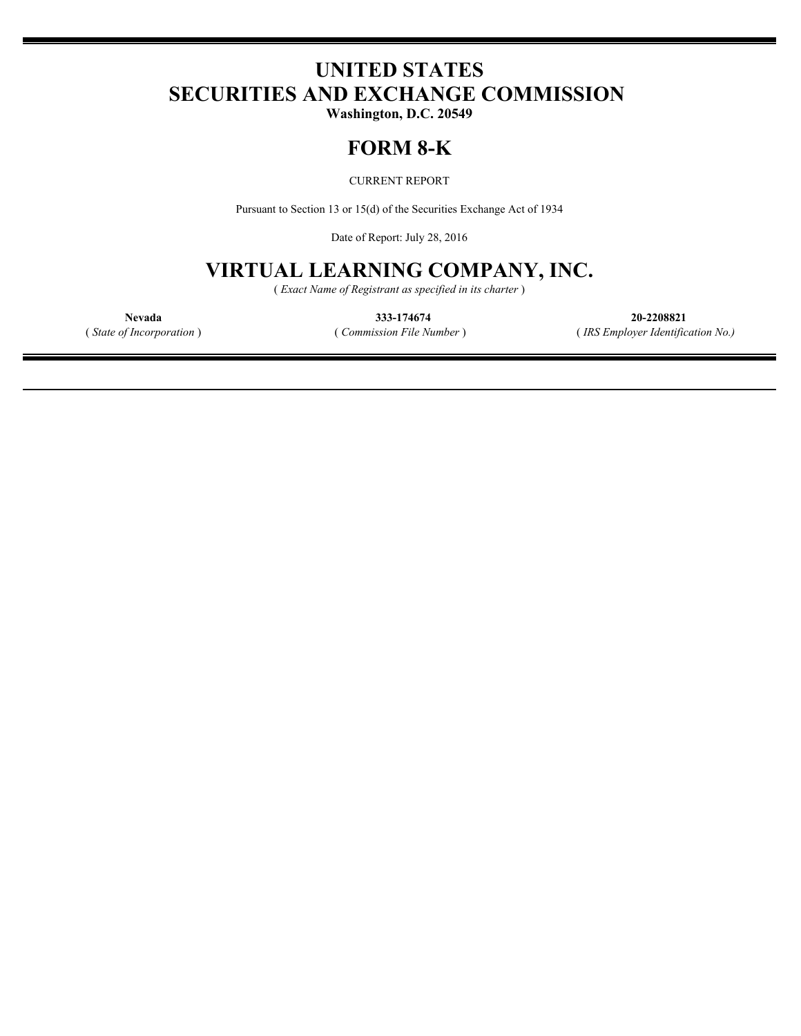# UNITED STATES
# SECURITIES AND EXCHANGE COMMISSION

**Washington, D.C. 20549**

# FORM 8-K

CURRENT REPORT

Pursuant to Section 13 or 15(d) of the Securities Exchange Act of 1934

Date of Report: July 28, 2016

# VIRTUAL LEARNING COMPANY, INC.

( *Exact Name of Registrant as specified in its charter* )

| **Nevada** | **333-174674** | **20-2208821** |
|---|---|---|
| ( *State of Incorporation* ) | ( *Commission File Number* ) | ( *IRS Employer Identification No.)* |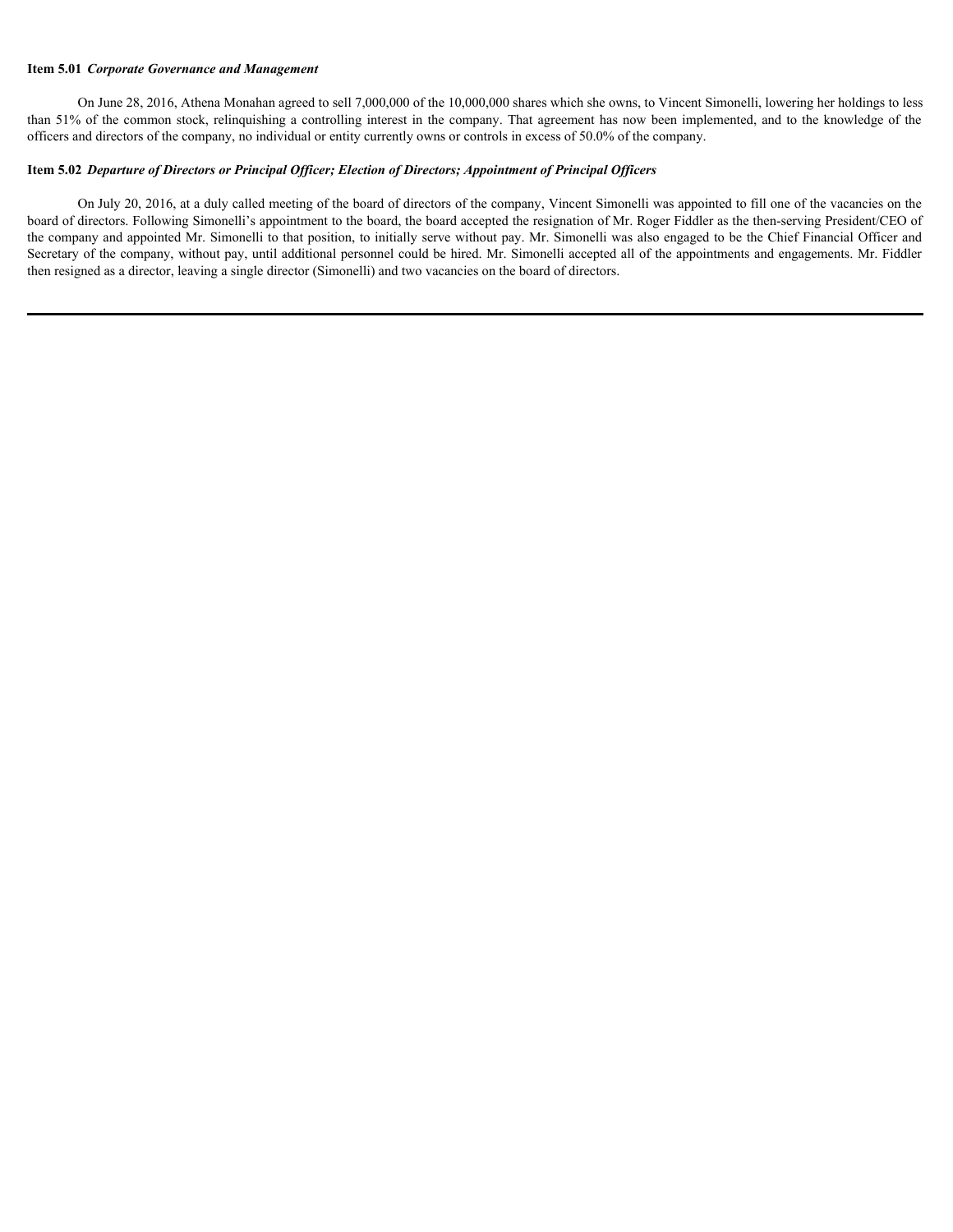**Item 5.01** ***Corporate Governance and Management***

On June 28, 2016, Athena Monahan agreed to sell 7,000,000 of the 10,000,000 shares which she owns, to Vincent Simonelli, lowering her holdings to less than 51% of the common stock, relinquishing a controlling interest in the company. That agreement has now been implemented, and to the knowledge of the officers and directors of the company, no individual or entity currently owns or controls in excess of 50.0% of the company.

**Item 5.02** ***Departure of Directors or Principal Officer; Election of Directors; Appointment of Principal Officers***

On July 20, 2016, at a duly called meeting of the board of directors of the company, Vincent Simonelli was appointed to fill one of the vacancies on the board of directors. Following Simonelli's appointment to the board, the board accepted the resignation of Mr. Roger Fiddler as the then-serving President/CEO of the company and appointed Mr. Simonelli to that position, to initially serve without pay. Mr. Simonelli was also engaged to be the Chief Financial Officer and Secretary of the company, without pay, until additional personnel could be hired. Mr. Simonelli accepted all of the appointments and engagements. Mr. Fiddler then resigned as a director, leaving a single director (Simonelli) and two vacancies on the board of directors.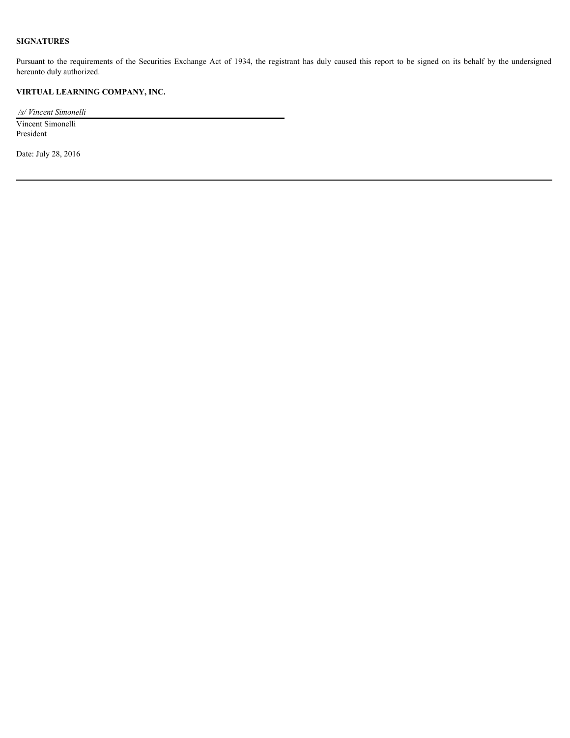**SIGNATURES**

Pursuant to the requirements of the Securities Exchange Act of 1934, the registrant has duly caused this report to be signed on its behalf by the undersigned hereunto duly authorized.

**VIRTUAL LEARNING COMPANY, INC.**

*/s/ Vincent Simonelli*

Vincent Simonelli
President

Date: July 28, 2016